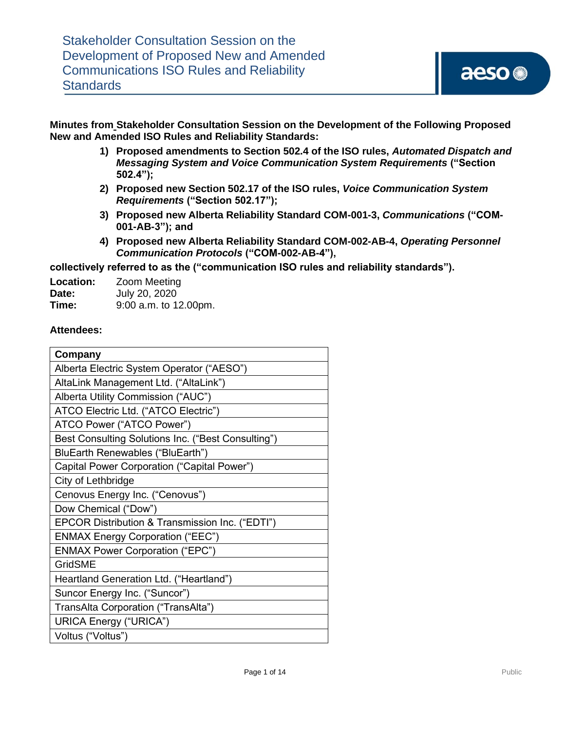# Stakeholder Consultation Session on the Development of Proposed New and Amended Communications ISO Rules and Reliability Standards

**Minutes from Stakeholder Consultation Session on the Development of the Following Proposed New and Amended ISO Rules and Reliability Standards:**

1) **Proposed amendments to Section 502.4 of the ISO rules, *Automated Dispatch and Messaging System and Voice Communication System Requirements* ("Section 502.4");**
2) **Proposed new Section 502.17 of the ISO rules, *Voice Communication System Requirements* ("Section 502.17");**
3) **Proposed new Alberta Reliability Standard COM-001-3, *Communications* ("COM-001-AB-3"); and**
4) **Proposed new Alberta Reliability Standard COM-002-AB-4, *Operating Personnel Communication Protocols* ("COM-002-AB-4"),**

**collectively referred to as the ("communication ISO rules and reliability standards").**

**Location:** Zoom Meeting
**Date:** July 20, 2020
**Time:** 9:00 a.m. to 12.00pm.

**Attendees:**

| Company |
| --- |
| Alberta Electric System Operator ("AESO") |
| AltaLink Management Ltd. ("AltaLink") |
| Alberta Utility Commission ("AUC") |
| ATCO Electric Ltd. ("ATCO Electric") |
| ATCO Power ("ATCO Power") |
| Best Consulting Solutions Inc. ("Best Consulting") |
| BluEarth Renewables ("BluEarth") |
| Capital Power Corporation ("Capital Power") |
| City of Lethbridge |
| Cenovus Energy Inc. ("Cenovus") |
| Dow Chemical ("Dow") |
| EPCOR Distribution & Transmission Inc. ("EDTI") |
| ENMAX Energy Corporation ("EEC") |
| ENMAX Power Corporation ("EPC") |
| GridSME |
| Heartland Generation Ltd. ("Heartland") |
| Suncor Energy Inc. ("Suncor") |
| TransAlta Corporation ("TransAlta") |
| URICA Energy ("URICA") |
| Voltus ("Voltus") |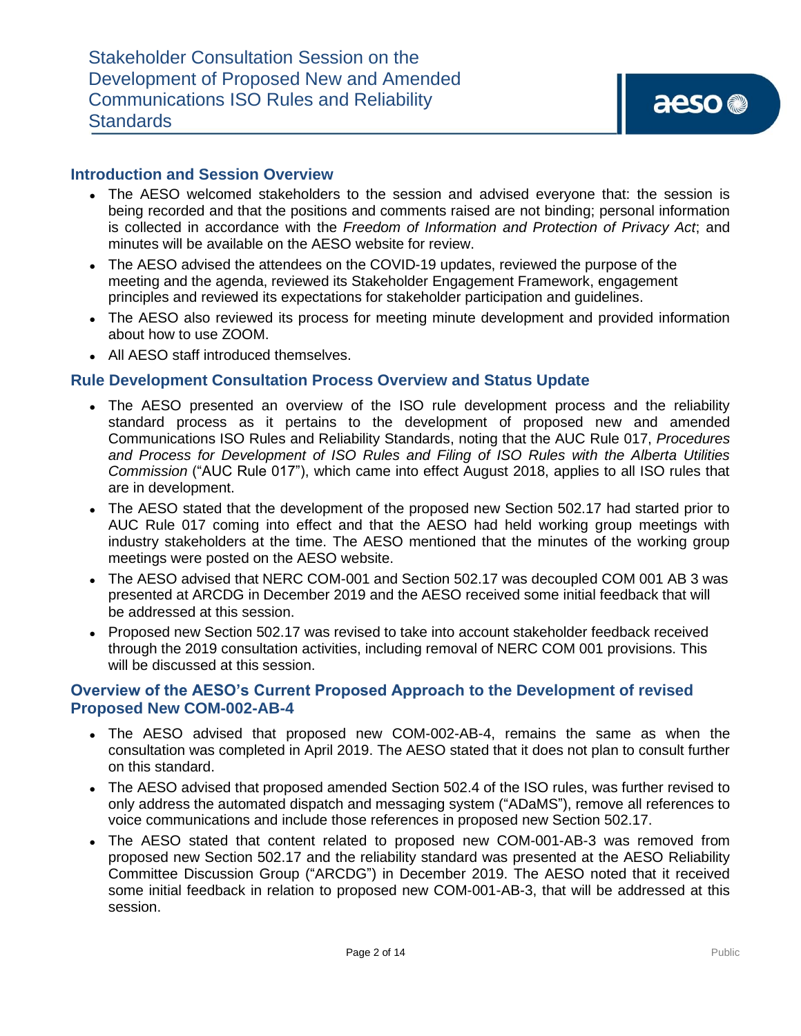## Introduction and Session Overview

- The AESO welcomed stakeholders to the session and advised everyone that: the session is being recorded and that the positions and comments raised are not binding; personal information is collected in accordance with the *Freedom of Information and Protection of Privacy Act*; and minutes will be available on the AESO website for review.
- The AESO advised the attendees on the COVID-19 updates, reviewed the purpose of the meeting and the agenda, reviewed its Stakeholder Engagement Framework, engagement principles and reviewed its expectations for stakeholder participation and guidelines.
- The AESO also reviewed its process for meeting minute development and provided information about how to use ZOOM.
- All AESO staff introduced themselves.

## Rule Development Consultation Process Overview and Status Update

- The AESO presented an overview of the ISO rule development process and the reliability standard process as it pertains to the development of proposed new and amended Communications ISO Rules and Reliability Standards, noting that the AUC Rule 017, *Procedures and Process for Development of ISO Rules and Filing of ISO Rules with the Alberta Utilities Commission* ("AUC Rule 017"), which came into effect August 2018, applies to all ISO rules that are in development.
- The AESO stated that the development of the proposed new Section 502.17 had started prior to AUC Rule 017 coming into effect and that the AESO had held working group meetings with industry stakeholders at the time. The AESO mentioned that the minutes of the working group meetings were posted on the AESO website.
- The AESO advised that NERC COM-001 and Section 502.17 was decoupled COM 001 AB 3 was presented at ARCDG in December 2019 and the AESO received some initial feedback that will be addressed at this session.
- Proposed new Section 502.17 was revised to take into account stakeholder feedback received through the 2019 consultation activities, including removal of NERC COM 001 provisions. This will be discussed at this session.

## Overview of the AESO's Current Proposed Approach to the Development of revised Proposed New COM-002-AB-4

- The AESO advised that proposed new COM-002-AB-4, remains the same as when the consultation was completed in April 2019. The AESO stated that it does not plan to consult further on this standard.
- The AESO advised that proposed amended Section 502.4 of the ISO rules, was further revised to only address the automated dispatch and messaging system ("ADaMS"), remove all references to voice communications and include those references in proposed new Section 502.17.
- The AESO stated that content related to proposed new COM-001-AB-3 was removed from proposed new Section 502.17 and the reliability standard was presented at the AESO Reliability Committee Discussion Group ("ARCDG") in December 2019. The AESO noted that it received some initial feedback in relation to proposed new COM-001-AB-3, that will be addressed at this session.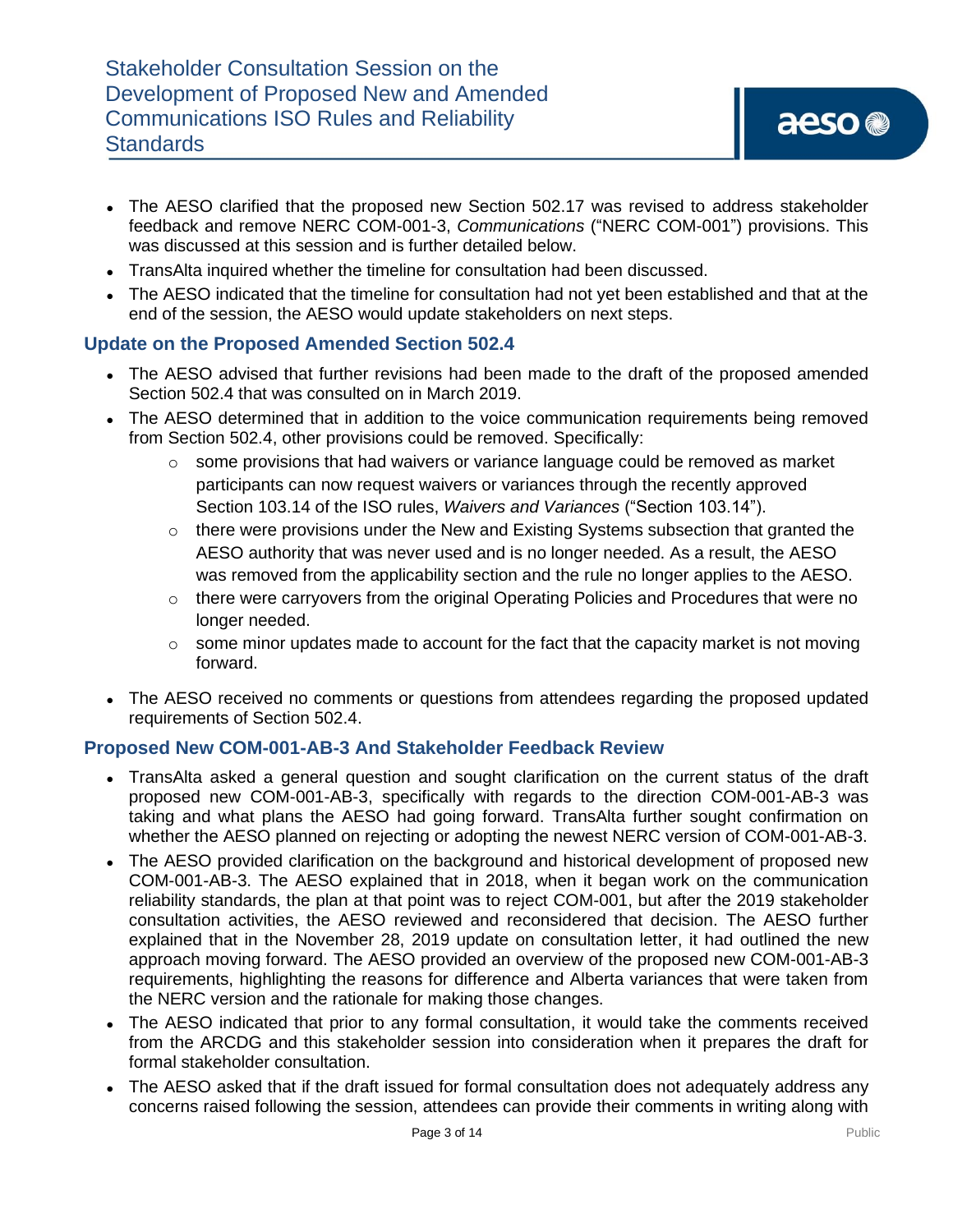- The AESO clarified that the proposed new Section 502.17 was revised to address stakeholder feedback and remove NERC COM-001-3, *Communications* ("NERC COM-001") provisions. This was discussed at this session and is further detailed below.
- TransAlta inquired whether the timeline for consultation had been discussed.
- The AESO indicated that the timeline for consultation had not yet been established and that at the end of the session, the AESO would update stakeholders on next steps.

## Update on the Proposed Amended Section 502.4

- The AESO advised that further revisions had been made to the draft of the proposed amended Section 502.4 that was consulted on in March 2019.
- The AESO determined that in addition to the voice communication requirements being removed from Section 502.4, other provisions could be removed. Specifically:
    - some provisions that had waivers or variance language could be removed as market participants can now request waivers or variances through the recently approved Section 103.14 of the ISO rules, *Waivers and Variances* ("Section 103.14").
    - there were provisions under the New and Existing Systems subsection that granted the AESO authority that was never used and is no longer needed. As a result, the AESO was removed from the applicability section and the rule no longer applies to the AESO.
    - there were carryovers from the original Operating Policies and Procedures that were no longer needed.
    - some minor updates made to account for the fact that the capacity market is not moving forward.
- The AESO received no comments or questions from attendees regarding the proposed updated requirements of Section 502.4.

## Proposed New COM-001-AB-3 And Stakeholder Feedback Review

- TransAlta asked a general question and sought clarification on the current status of the draft proposed new COM-001-AB-3, specifically with regards to the direction COM-001-AB-3 was taking and what plans the AESO had going forward. TransAlta further sought confirmation on whether the AESO planned on rejecting or adopting the newest NERC version of COM-001-AB-3.
- The AESO provided clarification on the background and historical development of proposed new COM-001-AB-3. The AESO explained that in 2018, when it began work on the communication reliability standards, the plan at that point was to reject COM-001, but after the 2019 stakeholder consultation activities, the AESO reviewed and reconsidered that decision. The AESO further explained that in the November 28, 2019 update on consultation letter, it had outlined the new approach moving forward. The AESO provided an overview of the proposed new COM-001-AB-3 requirements, highlighting the reasons for difference and Alberta variances that were taken from the NERC version and the rationale for making those changes.
- The AESO indicated that prior to any formal consultation, it would take the comments received from the ARCDG and this stakeholder session into consideration when it prepares the draft for formal stakeholder consultation.
- The AESO asked that if the draft issued for formal consultation does not adequately address any concerns raised following the session, attendees can provide their comments in writing along with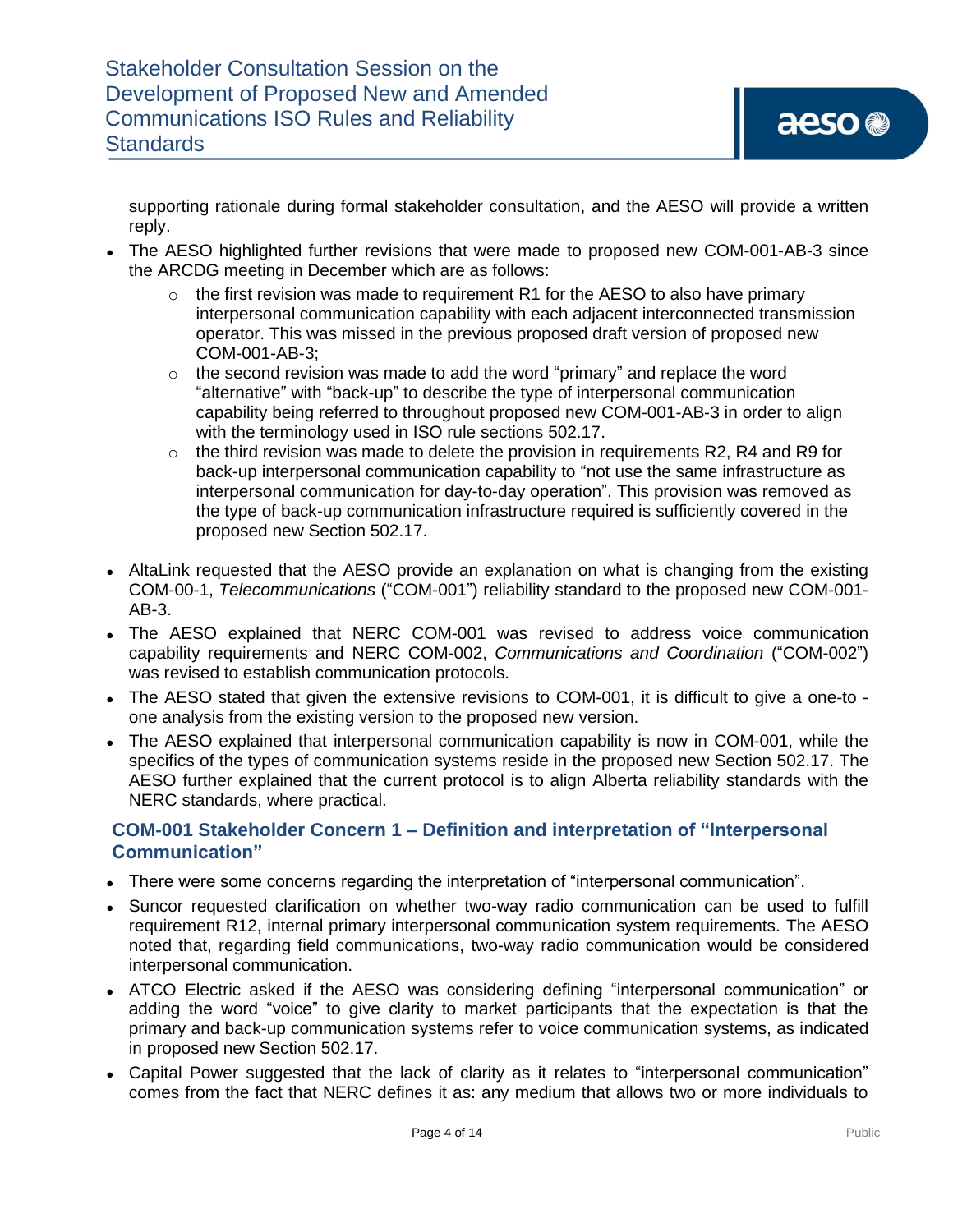supporting rationale during formal stakeholder consultation, and the AESO will provide a written reply.

- The AESO highlighted further revisions that were made to proposed new COM-001-AB-3 since the ARCDG meeting in December which are as follows:
  - the first revision was made to requirement R1 for the AESO to also have primary interpersonal communication capability with each adjacent interconnected transmission operator. This was missed in the previous proposed draft version of proposed new COM-001-AB-3;
  - the second revision was made to add the word "primary" and replace the word "alternative" with "back-up" to describe the type of interpersonal communication capability being referred to throughout proposed new COM-001-AB-3 in order to align with the terminology used in ISO rule sections 502.17.
  - the third revision was made to delete the provision in requirements R2, R4 and R9 for back-up interpersonal communication capability to "not use the same infrastructure as interpersonal communication for day-to-day operation". This provision was removed as the type of back-up communication infrastructure required is sufficiently covered in the proposed new Section 502.17.
- AltaLink requested that the AESO provide an explanation on what is changing from the existing COM-00-1, *Telecommunications* ("COM-001") reliability standard to the proposed new COM-001-AB-3.
- The AESO explained that NERC COM-001 was revised to address voice communication capability requirements and NERC COM-002, *Communications and Coordination* ("COM-002") was revised to establish communication protocols.
- The AESO stated that given the extensive revisions to COM-001, it is difficult to give a one-to -one analysis from the existing version to the proposed new version.
- The AESO explained that interpersonal communication capability is now in COM-001, while the specifics of the types of communication systems reside in the proposed new Section 502.17. The AESO further explained that the current protocol is to align Alberta reliability standards with the NERC standards, where practical.

### COM-001 Stakeholder Concern 1 – Definition and interpretation of "Interpersonal Communication"

- There were some concerns regarding the interpretation of "interpersonal communication".
- Suncor requested clarification on whether two-way radio communication can be used to fulfill requirement R12, internal primary interpersonal communication system requirements. The AESO noted that, regarding field communications, two-way radio communication would be considered interpersonal communication.
- ATCO Electric asked if the AESO was considering defining "interpersonal communication" or adding the word "voice" to give clarity to market participants that the expectation is that the primary and back-up communication systems refer to voice communication systems, as indicated in proposed new Section 502.17.
- Capital Power suggested that the lack of clarity as it relates to "interpersonal communication" comes from the fact that NERC defines it as: any medium that allows two or more individuals to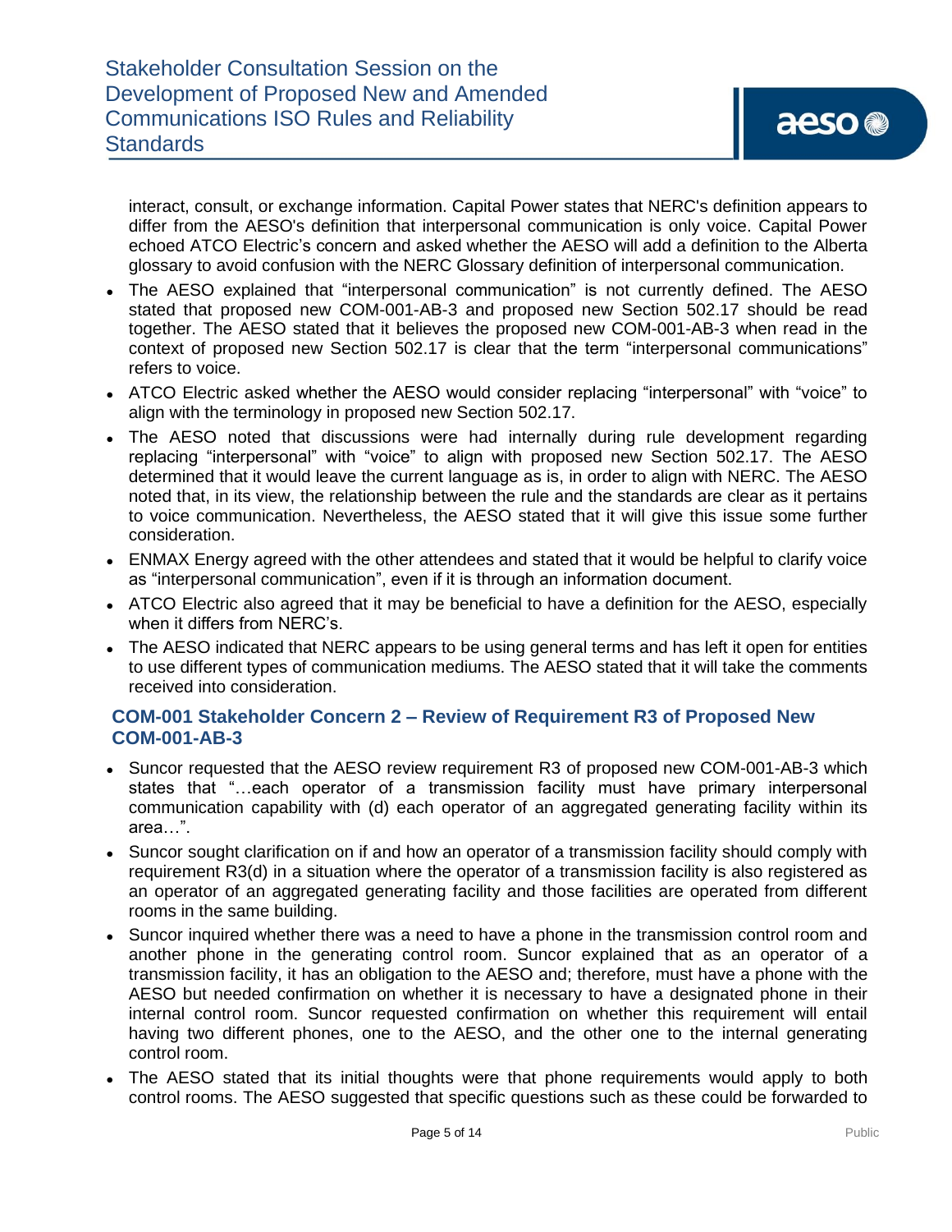interact, consult, or exchange information. Capital Power states that NERC's definition appears to differ from the AESO's definition that interpersonal communication is only voice. Capital Power echoed ATCO Electric's concern and asked whether the AESO will add a definition to the Alberta glossary to avoid confusion with the NERC Glossary definition of interpersonal communication.

- The AESO explained that "interpersonal communication" is not currently defined. The AESO stated that proposed new COM-001-AB-3 and proposed new Section 502.17 should be read together. The AESO stated that it believes the proposed new COM-001-AB-3 when read in the context of proposed new Section 502.17 is clear that the term "interpersonal communications" refers to voice.
- ATCO Electric asked whether the AESO would consider replacing "interpersonal" with "voice" to align with the terminology in proposed new Section 502.17.
- The AESO noted that discussions were had internally during rule development regarding replacing "interpersonal" with "voice" to align with proposed new Section 502.17. The AESO determined that it would leave the current language as is, in order to align with NERC. The AESO noted that, in its view, the relationship between the rule and the standards are clear as it pertains to voice communication. Nevertheless, the AESO stated that it will give this issue some further consideration.
- ENMAX Energy agreed with the other attendees and stated that it would be helpful to clarify voice as "interpersonal communication", even if it is through an information document.
- ATCO Electric also agreed that it may be beneficial to have a definition for the AESO, especially when it differs from NERC's.
- The AESO indicated that NERC appears to be using general terms and has left it open for entities to use different types of communication mediums. The AESO stated that it will take the comments received into consideration.

### COM-001 Stakeholder Concern 2 – Review of Requirement R3 of Proposed New COM-001-AB-3

- Suncor requested that the AESO review requirement R3 of proposed new COM-001-AB-3 which states that "…each operator of a transmission facility must have primary interpersonal communication capability with (d) each operator of an aggregated generating facility within its area…".
- Suncor sought clarification on if and how an operator of a transmission facility should comply with requirement R3(d) in a situation where the operator of a transmission facility is also registered as an operator of an aggregated generating facility and those facilities are operated from different rooms in the same building.
- Suncor inquired whether there was a need to have a phone in the transmission control room and another phone in the generating control room. Suncor explained that as an operator of a transmission facility, it has an obligation to the AESO and; therefore, must have a phone with the AESO but needed confirmation on whether it is necessary to have a designated phone in their internal control room. Suncor requested confirmation on whether this requirement will entail having two different phones, one to the AESO, and the other one to the internal generating control room.
- The AESO stated that its initial thoughts were that phone requirements would apply to both control rooms. The AESO suggested that specific questions such as these could be forwarded to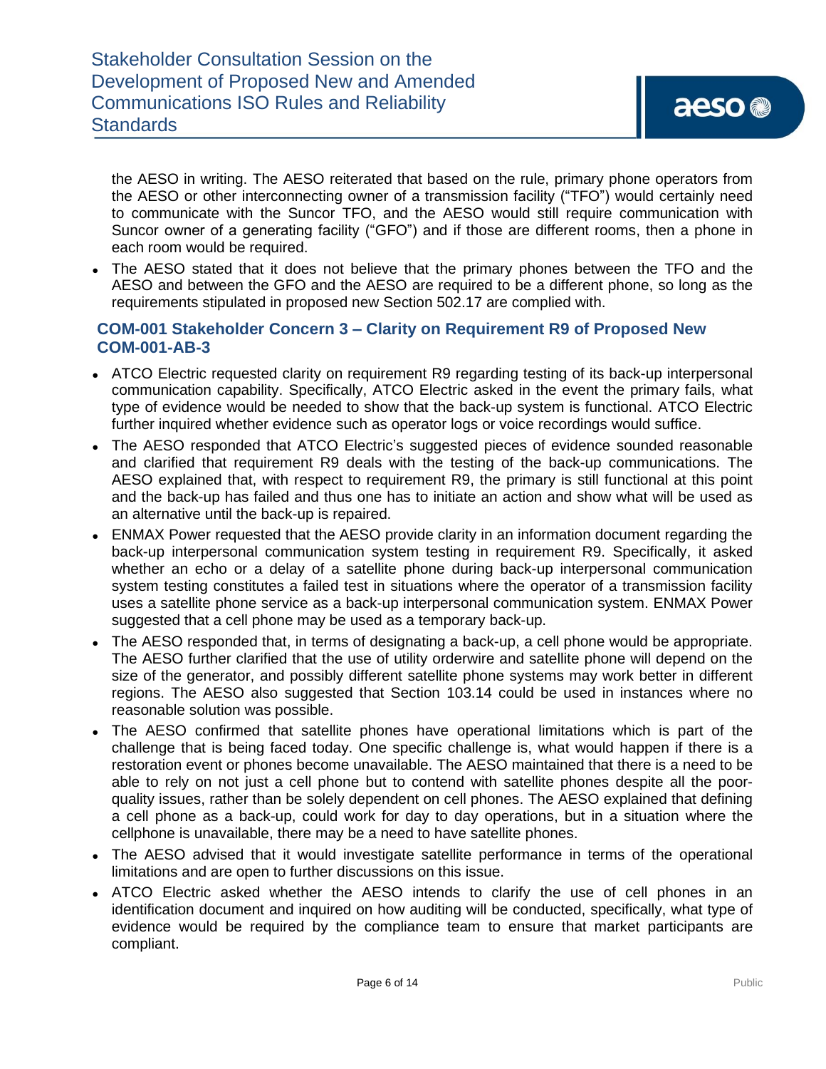the AESO in writing. The AESO reiterated that based on the rule, primary phone operators from the AESO or other interconnecting owner of a transmission facility ("TFO") would certainly need to communicate with the Suncor TFO, and the AESO would still require communication with Suncor owner of a generating facility ("GFO") and if those are different rooms, then a phone in each room would be required.

- The AESO stated that it does not believe that the primary phones between the TFO and the AESO and between the GFO and the AESO are required to be a different phone, so long as the requirements stipulated in proposed new Section 502.17 are complied with.

### COM-001 Stakeholder Concern 3 – Clarity on Requirement R9 of Proposed New COM-001-AB-3

- ATCO Electric requested clarity on requirement R9 regarding testing of its back-up interpersonal communication capability. Specifically, ATCO Electric asked in the event the primary fails, what type of evidence would be needed to show that the back-up system is functional. ATCO Electric further inquired whether evidence such as operator logs or voice recordings would suffice.
- The AESO responded that ATCO Electric's suggested pieces of evidence sounded reasonable and clarified that requirement R9 deals with the testing of the back-up communications. The AESO explained that, with respect to requirement R9, the primary is still functional at this point and the back-up has failed and thus one has to initiate an action and show what will be used as an alternative until the back-up is repaired.
- ENMAX Power requested that the AESO provide clarity in an information document regarding the back-up interpersonal communication system testing in requirement R9. Specifically, it asked whether an echo or a delay of a satellite phone during back-up interpersonal communication system testing constitutes a failed test in situations where the operator of a transmission facility uses a satellite phone service as a back-up interpersonal communication system. ENMAX Power suggested that a cell phone may be used as a temporary back-up.
- The AESO responded that, in terms of designating a back-up, a cell phone would be appropriate. The AESO further clarified that the use of utility orderwire and satellite phone will depend on the size of the generator, and possibly different satellite phone systems may work better in different regions. The AESO also suggested that Section 103.14 could be used in instances where no reasonable solution was possible.
- The AESO confirmed that satellite phones have operational limitations which is part of the challenge that is being faced today. One specific challenge is, what would happen if there is a restoration event or phones become unavailable. The AESO maintained that there is a need to be able to rely on not just a cell phone but to contend with satellite phones despite all the poor-quality issues, rather than be solely dependent on cell phones. The AESO explained that defining a cell phone as a back-up, could work for day to day operations, but in a situation where the cellphone is unavailable, there may be a need to have satellite phones.
- The AESO advised that it would investigate satellite performance in terms of the operational limitations and are open to further discussions on this issue.
- ATCO Electric asked whether the AESO intends to clarify the use of cell phones in an identification document and inquired on how auditing will be conducted, specifically, what type of evidence would be required by the compliance team to ensure that market participants are compliant.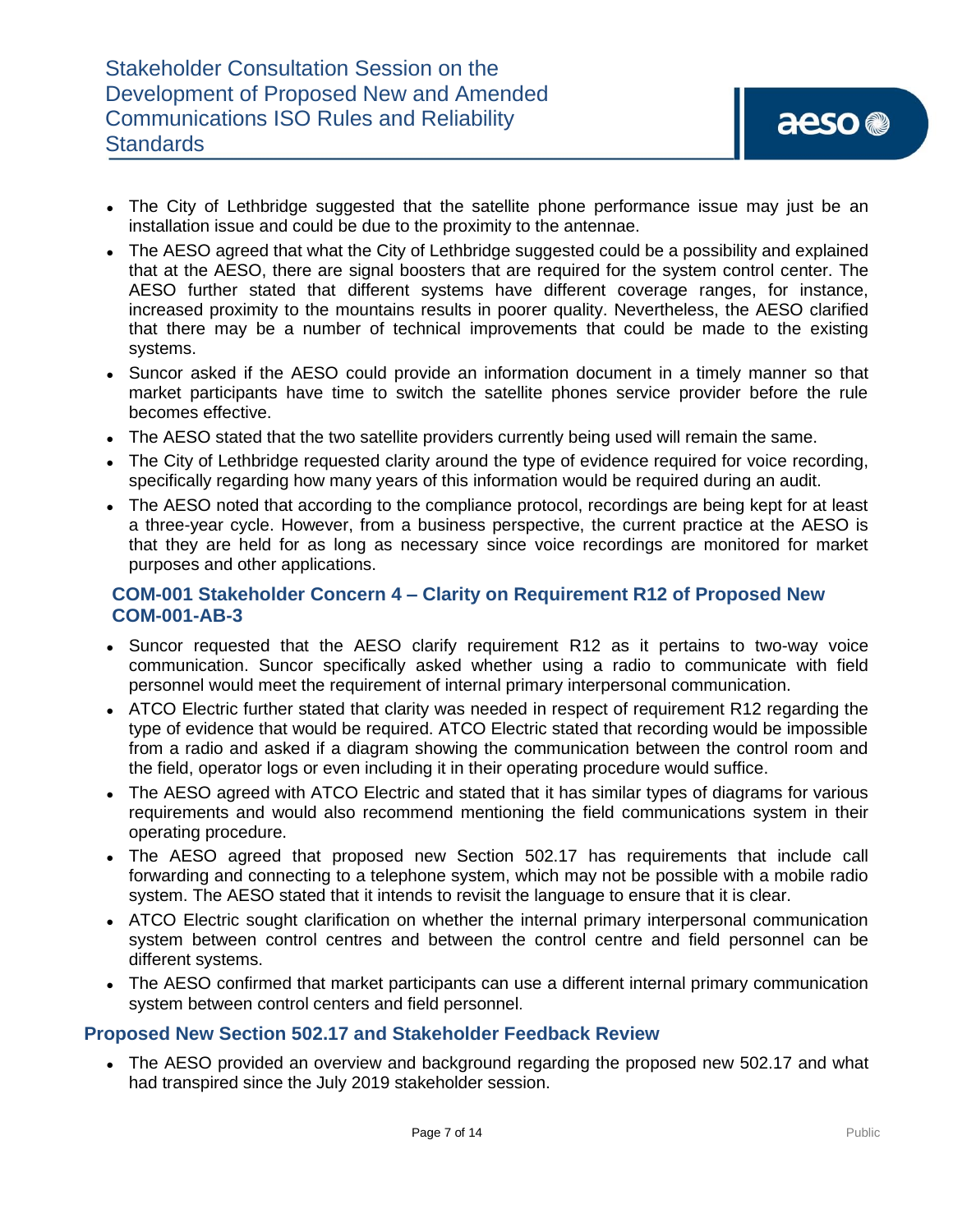- The City of Lethbridge suggested that the satellite phone performance issue may just be an installation issue and could be due to the proximity to the antennae.
- The AESO agreed that what the City of Lethbridge suggested could be a possibility and explained that at the AESO, there are signal boosters that are required for the system control center. The AESO further stated that different systems have different coverage ranges, for instance, increased proximity to the mountains results in poorer quality. Nevertheless, the AESO clarified that there may be a number of technical improvements that could be made to the existing systems.
- Suncor asked if the AESO could provide an information document in a timely manner so that market participants have time to switch the satellite phones service provider before the rule becomes effective.
- The AESO stated that the two satellite providers currently being used will remain the same.
- The City of Lethbridge requested clarity around the type of evidence required for voice recording, specifically regarding how many years of this information would be required during an audit.
- The AESO noted that according to the compliance protocol, recordings are being kept for at least a three-year cycle. However, from a business perspective, the current practice at the AESO is that they are held for as long as necessary since voice recordings are monitored for market purposes and other applications.

### COM-001 Stakeholder Concern 4 – Clarity on Requirement R12 of Proposed New COM-001-AB-3

- Suncor requested that the AESO clarify requirement R12 as it pertains to two-way voice communication. Suncor specifically asked whether using a radio to communicate with field personnel would meet the requirement of internal primary interpersonal communication.
- ATCO Electric further stated that clarity was needed in respect of requirement R12 regarding the type of evidence that would be required. ATCO Electric stated that recording would be impossible from a radio and asked if a diagram showing the communication between the control room and the field, operator logs or even including it in their operating procedure would suffice.
- The AESO agreed with ATCO Electric and stated that it has similar types of diagrams for various requirements and would also recommend mentioning the field communications system in their operating procedure.
- The AESO agreed that proposed new Section 502.17 has requirements that include call forwarding and connecting to a telephone system, which may not be possible with a mobile radio system. The AESO stated that it intends to revisit the language to ensure that it is clear.
- ATCO Electric sought clarification on whether the internal primary interpersonal communication system between control centres and between the control centre and field personnel can be different systems.
- The AESO confirmed that market participants can use a different internal primary communication system between control centers and field personnel.

## Proposed New Section 502.17 and Stakeholder Feedback Review

- The AESO provided an overview and background regarding the proposed new 502.17 and what had transpired since the July 2019 stakeholder session.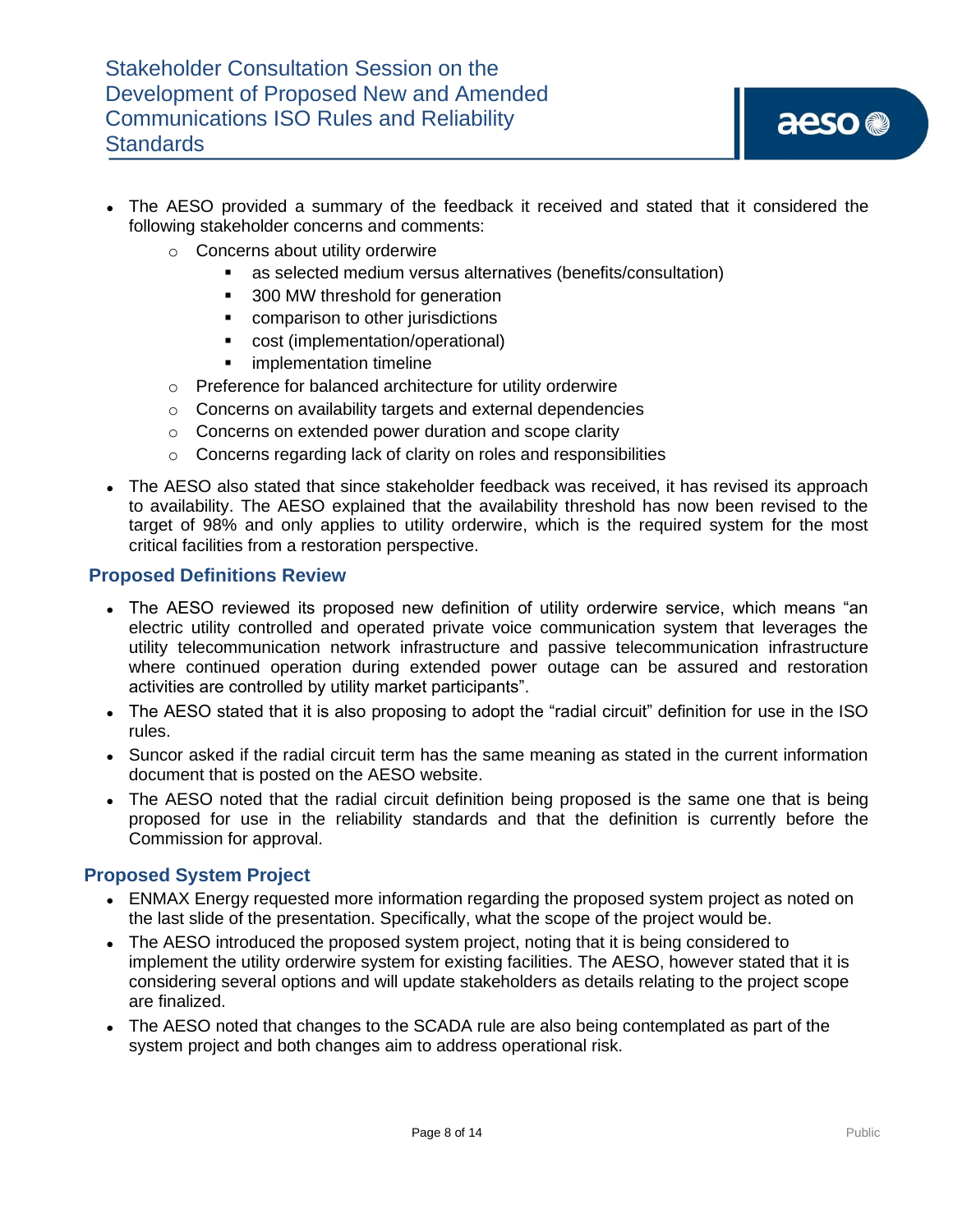- The AESO provided a summary of the feedback it received and stated that it considered the following stakeholder concerns and comments:
  - Concerns about utility orderwire
    - as selected medium versus alternatives (benefits/consultation)
    - 300 MW threshold for generation
    - comparison to other jurisdictions
    - cost (implementation/operational)
    - implementation timeline
  - Preference for balanced architecture for utility orderwire
  - Concerns on availability targets and external dependencies
  - Concerns on extended power duration and scope clarity
  - Concerns regarding lack of clarity on roles and responsibilities
- The AESO also stated that since stakeholder feedback was received, it has revised its approach to availability. The AESO explained that the availability threshold has now been revised to the target of 98% and only applies to utility orderwire, which is the required system for the most critical facilities from a restoration perspective.

## Proposed Definitions Review

- The AESO reviewed its proposed new definition of utility orderwire service, which means "an electric utility controlled and operated private voice communication system that leverages the utility telecommunication network infrastructure and passive telecommunication infrastructure where continued operation during extended power outage can be assured and restoration activities are controlled by utility market participants".
- The AESO stated that it is also proposing to adopt the "radial circuit" definition for use in the ISO rules.
- Suncor asked if the radial circuit term has the same meaning as stated in the current information document that is posted on the AESO website.
- The AESO noted that the radial circuit definition being proposed is the same one that is being proposed for use in the reliability standards and that the definition is currently before the Commission for approval.

## Proposed System Project

- ENMAX Energy requested more information regarding the proposed system project as noted on the last slide of the presentation. Specifically, what the scope of the project would be.
- The AESO introduced the proposed system project, noting that it is being considered to implement the utility orderwire system for existing facilities. The AESO, however stated that it is considering several options and will update stakeholders as details relating to the project scope are finalized.
- The AESO noted that changes to the SCADA rule are also being contemplated as part of the system project and both changes aim to address operational risk.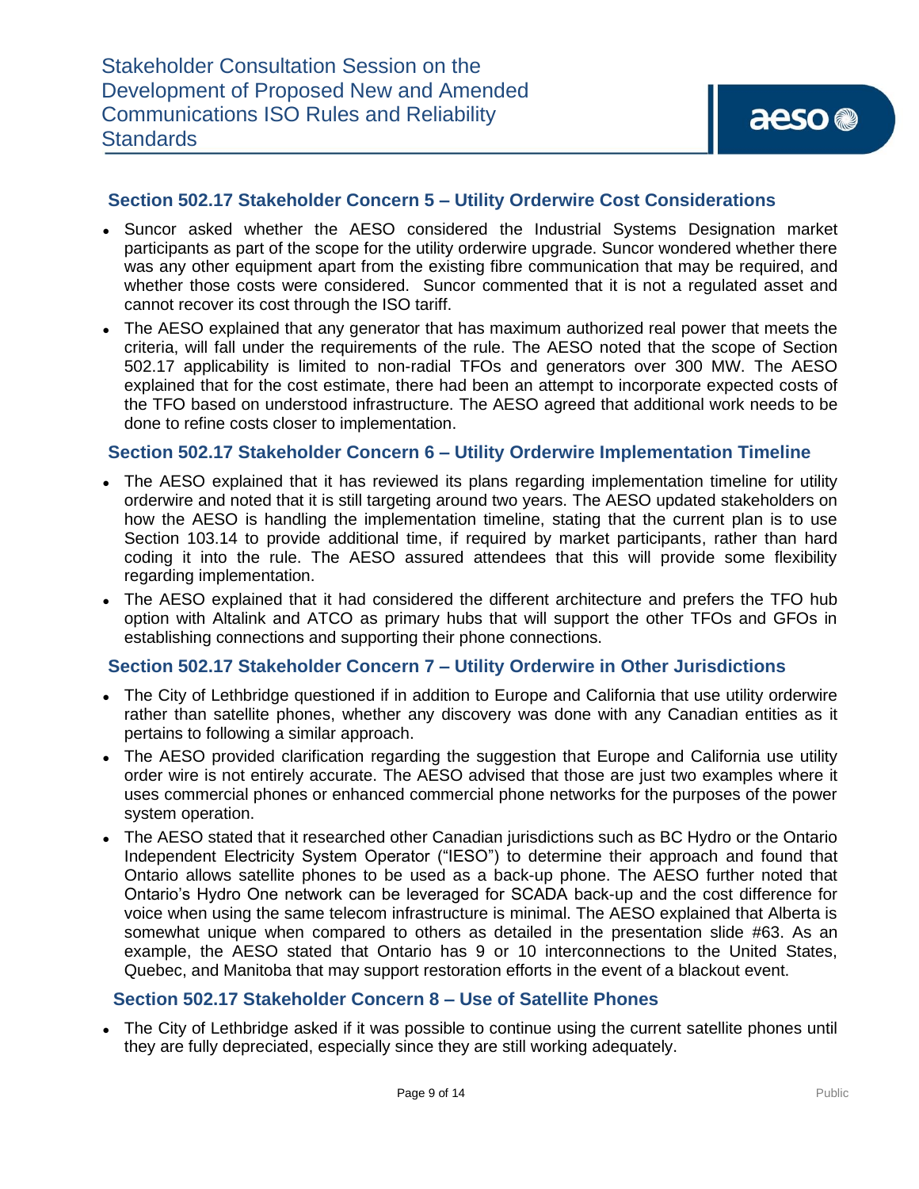## Section 502.17 Stakeholder Concern 5 – Utility Orderwire Cost Considerations

- Suncor asked whether the AESO considered the Industrial Systems Designation market participants as part of the scope for the utility orderwire upgrade. Suncor wondered whether there was any other equipment apart from the existing fibre communication that may be required, and whether those costs were considered. Suncor commented that it is not a regulated asset and cannot recover its cost through the ISO tariff.
- The AESO explained that any generator that has maximum authorized real power that meets the criteria, will fall under the requirements of the rule. The AESO noted that the scope of Section 502.17 applicability is limited to non-radial TFOs and generators over 300 MW. The AESO explained that for the cost estimate, there had been an attempt to incorporate expected costs of the TFO based on understood infrastructure. The AESO agreed that additional work needs to be done to refine costs closer to implementation.

## Section 502.17 Stakeholder Concern 6 – Utility Orderwire Implementation Timeline

- The AESO explained that it has reviewed its plans regarding implementation timeline for utility orderwire and noted that it is still targeting around two years. The AESO updated stakeholders on how the AESO is handling the implementation timeline, stating that the current plan is to use Section 103.14 to provide additional time, if required by market participants, rather than hard coding it into the rule. The AESO assured attendees that this will provide some flexibility regarding implementation.
- The AESO explained that it had considered the different architecture and prefers the TFO hub option with Altalink and ATCO as primary hubs that will support the other TFOs and GFOs in establishing connections and supporting their phone connections.

## Section 502.17 Stakeholder Concern 7 – Utility Orderwire in Other Jurisdictions

- The City of Lethbridge questioned if in addition to Europe and California that use utility orderwire rather than satellite phones, whether any discovery was done with any Canadian entities as it pertains to following a similar approach.
- The AESO provided clarification regarding the suggestion that Europe and California use utility order wire is not entirely accurate. The AESO advised that those are just two examples where it uses commercial phones or enhanced commercial phone networks for the purposes of the power system operation.
- The AESO stated that it researched other Canadian jurisdictions such as BC Hydro or the Ontario Independent Electricity System Operator ("IESO") to determine their approach and found that Ontario allows satellite phones to be used as a back-up phone. The AESO further noted that Ontario's Hydro One network can be leveraged for SCADA back-up and the cost difference for voice when using the same telecom infrastructure is minimal. The AESO explained that Alberta is somewhat unique when compared to others as detailed in the presentation slide #63. As an example, the AESO stated that Ontario has 9 or 10 interconnections to the United States, Quebec, and Manitoba that may support restoration efforts in the event of a blackout event.

## Section 502.17 Stakeholder Concern 8 – Use of Satellite Phones

- The City of Lethbridge asked if it was possible to continue using the current satellite phones until they are fully depreciated, especially since they are still working adequately.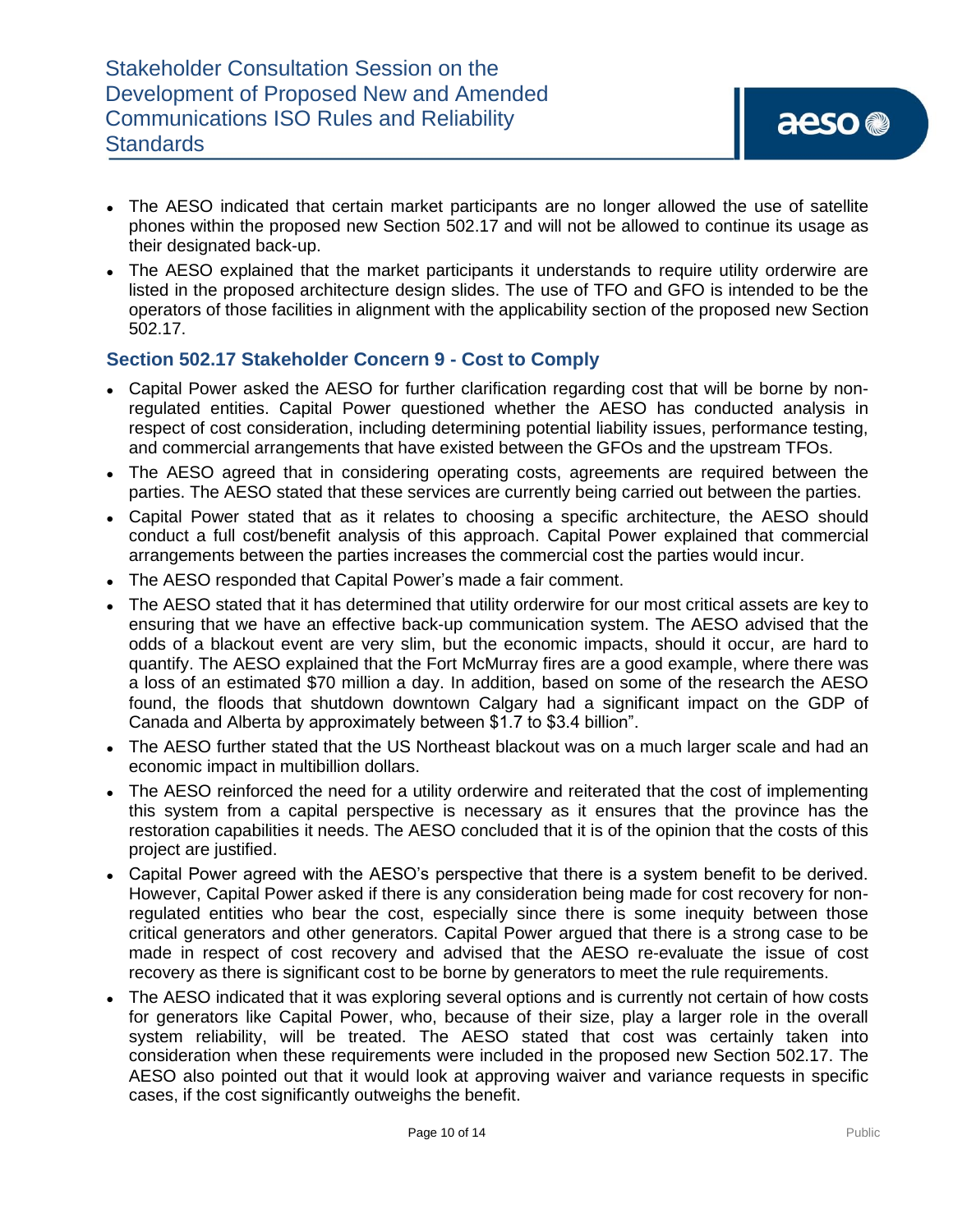- The AESO indicated that certain market participants are no longer allowed the use of satellite phones within the proposed new Section 502.17 and will not be allowed to continue its usage as their designated back-up.
- The AESO explained that the market participants it understands to require utility orderwire are listed in the proposed architecture design slides. The use of TFO and GFO is intended to be the operators of those facilities in alignment with the applicability section of the proposed new Section 502.17.

### Section 502.17 Stakeholder Concern 9 - Cost to Comply

- Capital Power asked the AESO for further clarification regarding cost that will be borne by non-regulated entities. Capital Power questioned whether the AESO has conducted analysis in respect of cost consideration, including determining potential liability issues, performance testing, and commercial arrangements that have existed between the GFOs and the upstream TFOs.
- The AESO agreed that in considering operating costs, agreements are required between the parties. The AESO stated that these services are currently being carried out between the parties.
- Capital Power stated that as it relates to choosing a specific architecture, the AESO should conduct a full cost/benefit analysis of this approach. Capital Power explained that commercial arrangements between the parties increases the commercial cost the parties would incur.
- The AESO responded that Capital Power's made a fair comment.
- The AESO stated that it has determined that utility orderwire for our most critical assets are key to ensuring that we have an effective back-up communication system. The AESO advised that the odds of a blackout event are very slim, but the economic impacts, should it occur, are hard to quantify. The AESO explained that the Fort McMurray fires are a good example, where there was a loss of an estimated $70 million a day. In addition, based on some of the research the AESO found, the floods that shutdown downtown Calgary had a significant impact on the GDP of Canada and Alberta by approximately between $1.7 to $3.4 billion".
- The AESO further stated that the US Northeast blackout was on a much larger scale and had an economic impact in multibillion dollars.
- The AESO reinforced the need for a utility orderwire and reiterated that the cost of implementing this system from a capital perspective is necessary as it ensures that the province has the restoration capabilities it needs. The AESO concluded that it is of the opinion that the costs of this project are justified.
- Capital Power agreed with the AESO's perspective that there is a system benefit to be derived. However, Capital Power asked if there is any consideration being made for cost recovery for non-regulated entities who bear the cost, especially since there is some inequity between those critical generators and other generators. Capital Power argued that there is a strong case to be made in respect of cost recovery and advised that the AESO re-evaluate the issue of cost recovery as there is significant cost to be borne by generators to meet the rule requirements.
- The AESO indicated that it was exploring several options and is currently not certain of how costs for generators like Capital Power, who, because of their size, play a larger role in the overall system reliability, will be treated. The AESO stated that cost was certainly taken into consideration when these requirements were included in the proposed new Section 502.17. The AESO also pointed out that it would look at approving waiver and variance requests in specific cases, if the cost significantly outweighs the benefit.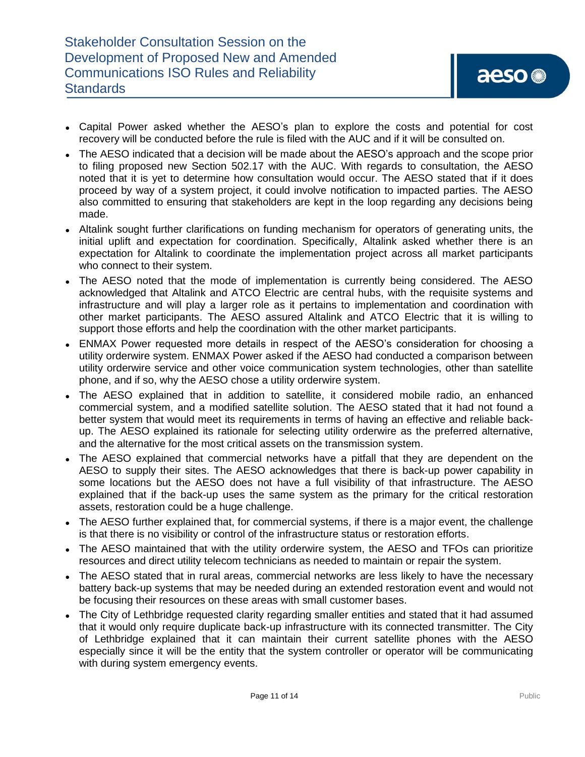- Capital Power asked whether the AESO's plan to explore the costs and potential for cost recovery will be conducted before the rule is filed with the AUC and if it will be consulted on.
- The AESO indicated that a decision will be made about the AESO's approach and the scope prior to filing proposed new Section 502.17 with the AUC. With regards to consultation, the AESO noted that it is yet to determine how consultation would occur. The AESO stated that if it does proceed by way of a system project, it could involve notification to impacted parties. The AESO also committed to ensuring that stakeholders are kept in the loop regarding any decisions being made.
- Altalink sought further clarifications on funding mechanism for operators of generating units, the initial uplift and expectation for coordination. Specifically, Altalink asked whether there is an expectation for Altalink to coordinate the implementation project across all market participants who connect to their system.
- The AESO noted that the mode of implementation is currently being considered. The AESO acknowledged that Altalink and ATCO Electric are central hubs, with the requisite systems and infrastructure and will play a larger role as it pertains to implementation and coordination with other market participants. The AESO assured Altalink and ATCO Electric that it is willing to support those efforts and help the coordination with the other market participants.
- ENMAX Power requested more details in respect of the AESO's consideration for choosing a utility orderwire system. ENMAX Power asked if the AESO had conducted a comparison between utility orderwire service and other voice communication system technologies, other than satellite phone, and if so, why the AESO chose a utility orderwire system.
- The AESO explained that in addition to satellite, it considered mobile radio, an enhanced commercial system, and a modified satellite solution. The AESO stated that it had not found a better system that would meet its requirements in terms of having an effective and reliable back-up. The AESO explained its rationale for selecting utility orderwire as the preferred alternative, and the alternative for the most critical assets on the transmission system.
- The AESO explained that commercial networks have a pitfall that they are dependent on the AESO to supply their sites. The AESO acknowledges that there is back-up power capability in some locations but the AESO does not have a full visibility of that infrastructure. The AESO explained that if the back-up uses the same system as the primary for the critical restoration assets, restoration could be a huge challenge.
- The AESO further explained that, for commercial systems, if there is a major event, the challenge is that there is no visibility or control of the infrastructure status or restoration efforts.
- The AESO maintained that with the utility orderwire system, the AESO and TFOs can prioritize resources and direct utility telecom technicians as needed to maintain or repair the system.
- The AESO stated that in rural areas, commercial networks are less likely to have the necessary battery back-up systems that may be needed during an extended restoration event and would not be focusing their resources on these areas with small customer bases.
- The City of Lethbridge requested clarity regarding smaller entities and stated that it had assumed that it would only require duplicate back-up infrastructure with its connected transmitter. The City of Lethbridge explained that it can maintain their current satellite phones with the AESO especially since it will be the entity that the system controller or operator will be communicating with during system emergency events.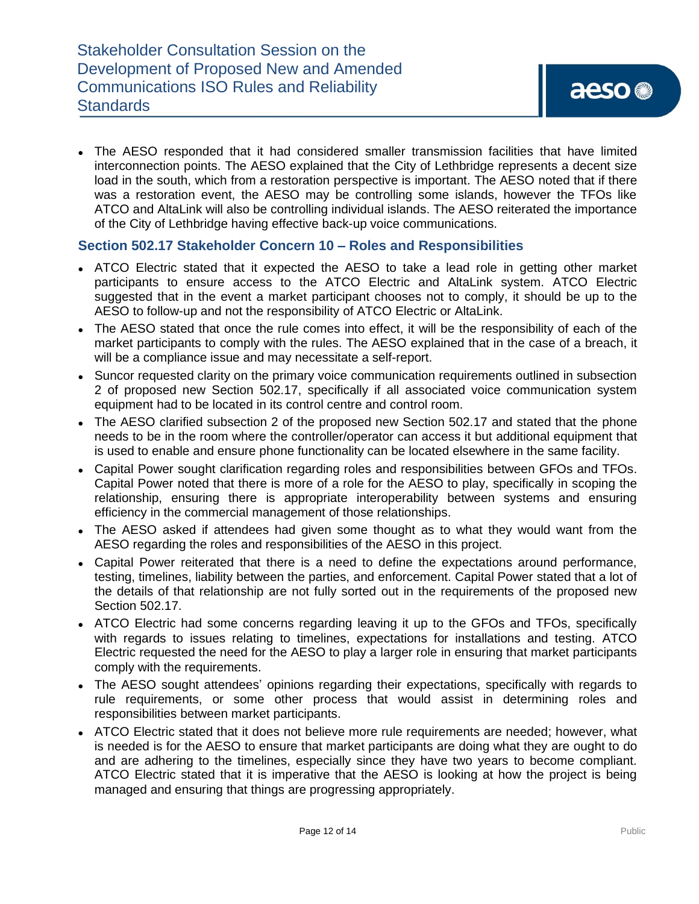- The AESO responded that it had considered smaller transmission facilities that have limited interconnection points. The AESO explained that the City of Lethbridge represents a decent size load in the south, which from a restoration perspective is important. The AESO noted that if there was a restoration event, the AESO may be controlling some islands, however the TFOs like ATCO and AltaLink will also be controlling individual islands. The AESO reiterated the importance of the City of Lethbridge having effective back-up voice communications.

### Section 502.17 Stakeholder Concern 10 – Roles and Responsibilities

- ATCO Electric stated that it expected the AESO to take a lead role in getting other market participants to ensure access to the ATCO Electric and AltaLink system. ATCO Electric suggested that in the event a market participant chooses not to comply, it should be up to the AESO to follow-up and not the responsibility of ATCO Electric or AltaLink.
- The AESO stated that once the rule comes into effect, it will be the responsibility of each of the market participants to comply with the rules. The AESO explained that in the case of a breach, it will be a compliance issue and may necessitate a self-report.
- Suncor requested clarity on the primary voice communication requirements outlined in subsection 2 of proposed new Section 502.17, specifically if all associated voice communication system equipment had to be located in its control centre and control room.
- The AESO clarified subsection 2 of the proposed new Section 502.17 and stated that the phone needs to be in the room where the controller/operator can access it but additional equipment that is used to enable and ensure phone functionality can be located elsewhere in the same facility.
- Capital Power sought clarification regarding roles and responsibilities between GFOs and TFOs. Capital Power noted that there is more of a role for the AESO to play, specifically in scoping the relationship, ensuring there is appropriate interoperability between systems and ensuring efficiency in the commercial management of those relationships.
- The AESO asked if attendees had given some thought as to what they would want from the AESO regarding the roles and responsibilities of the AESO in this project.
- Capital Power reiterated that there is a need to define the expectations around performance, testing, timelines, liability between the parties, and enforcement. Capital Power stated that a lot of the details of that relationship are not fully sorted out in the requirements of the proposed new Section 502.17.
- ATCO Electric had some concerns regarding leaving it up to the GFOs and TFOs, specifically with regards to issues relating to timelines, expectations for installations and testing. ATCO Electric requested the need for the AESO to play a larger role in ensuring that market participants comply with the requirements.
- The AESO sought attendees' opinions regarding their expectations, specifically with regards to rule requirements, or some other process that would assist in determining roles and responsibilities between market participants.
- ATCO Electric stated that it does not believe more rule requirements are needed; however, what is needed is for the AESO to ensure that market participants are doing what they are ought to do and are adhering to the timelines, especially since they have two years to become compliant. ATCO Electric stated that it is imperative that the AESO is looking at how the project is being managed and ensuring that things are progressing appropriately.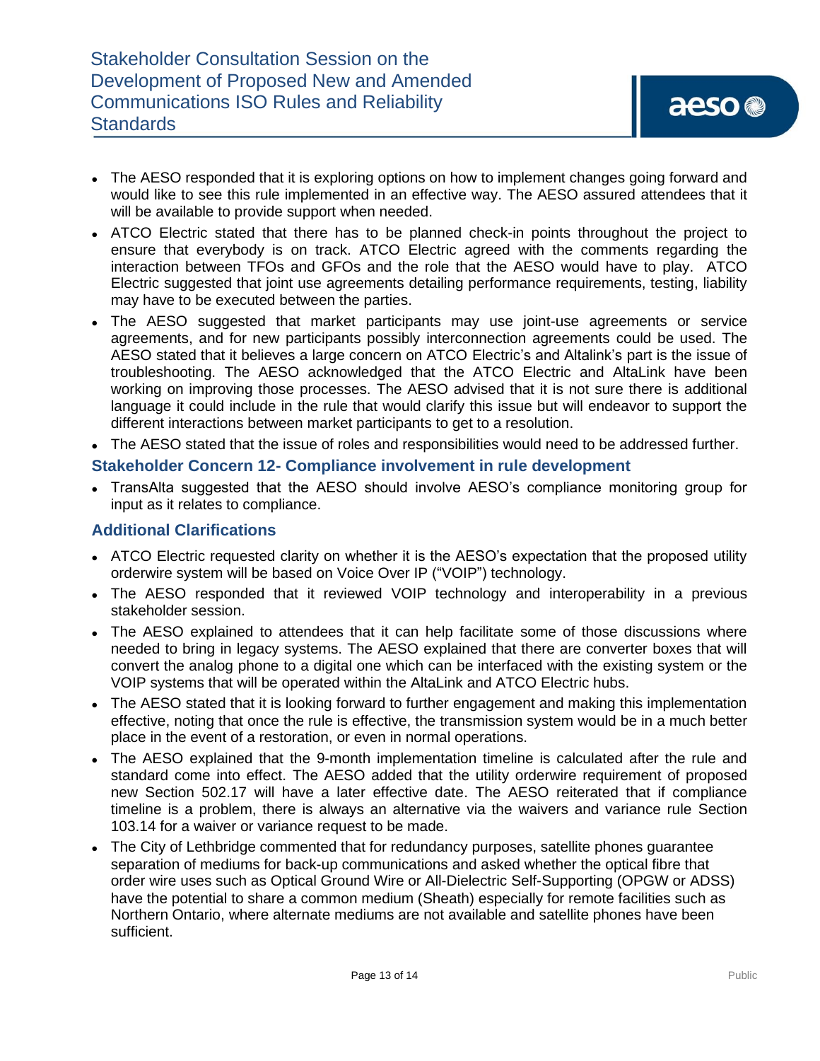- The AESO responded that it is exploring options on how to implement changes going forward and would like to see this rule implemented in an effective way. The AESO assured attendees that it will be available to provide support when needed.
- ATCO Electric stated that there has to be planned check-in points throughout the project to ensure that everybody is on track. ATCO Electric agreed with the comments regarding the interaction between TFOs and GFOs and the role that the AESO would have to play. ATCO Electric suggested that joint use agreements detailing performance requirements, testing, liability may have to be executed between the parties.
- The AESO suggested that market participants may use joint-use agreements or service agreements, and for new participants possibly interconnection agreements could be used. The AESO stated that it believes a large concern on ATCO Electric's and Altalink's part is the issue of troubleshooting. The AESO acknowledged that the ATCO Electric and AltaLink have been working on improving those processes. The AESO advised that it is not sure there is additional language it could include in the rule that would clarify this issue but will endeavor to support the different interactions between market participants to get to a resolution.
- The AESO stated that the issue of roles and responsibilities would need to be addressed further.

### Stakeholder Concern 12- Compliance involvement in rule development

- TransAlta suggested that the AESO should involve AESO's compliance monitoring group for input as it relates to compliance.

### Additional Clarifications

- ATCO Electric requested clarity on whether it is the AESO's expectation that the proposed utility orderwire system will be based on Voice Over IP ("VOIP") technology.
- The AESO responded that it reviewed VOIP technology and interoperability in a previous stakeholder session.
- The AESO explained to attendees that it can help facilitate some of those discussions where needed to bring in legacy systems. The AESO explained that there are converter boxes that will convert the analog phone to a digital one which can be interfaced with the existing system or the VOIP systems that will be operated within the AltaLink and ATCO Electric hubs.
- The AESO stated that it is looking forward to further engagement and making this implementation effective, noting that once the rule is effective, the transmission system would be in a much better place in the event of a restoration, or even in normal operations.
- The AESO explained that the 9-month implementation timeline is calculated after the rule and standard come into effect. The AESO added that the utility orderwire requirement of proposed new Section 502.17 will have a later effective date. The AESO reiterated that if compliance timeline is a problem, there is always an alternative via the waivers and variance rule Section 103.14 for a waiver or variance request to be made.
- The City of Lethbridge commented that for redundancy purposes, satellite phones guarantee separation of mediums for back-up communications and asked whether the optical fibre that order wire uses such as Optical Ground Wire or All-Dielectric Self-Supporting (OPGW or ADSS) have the potential to share a common medium (Sheath) especially for remote facilities such as Northern Ontario, where alternate mediums are not available and satellite phones have been sufficient.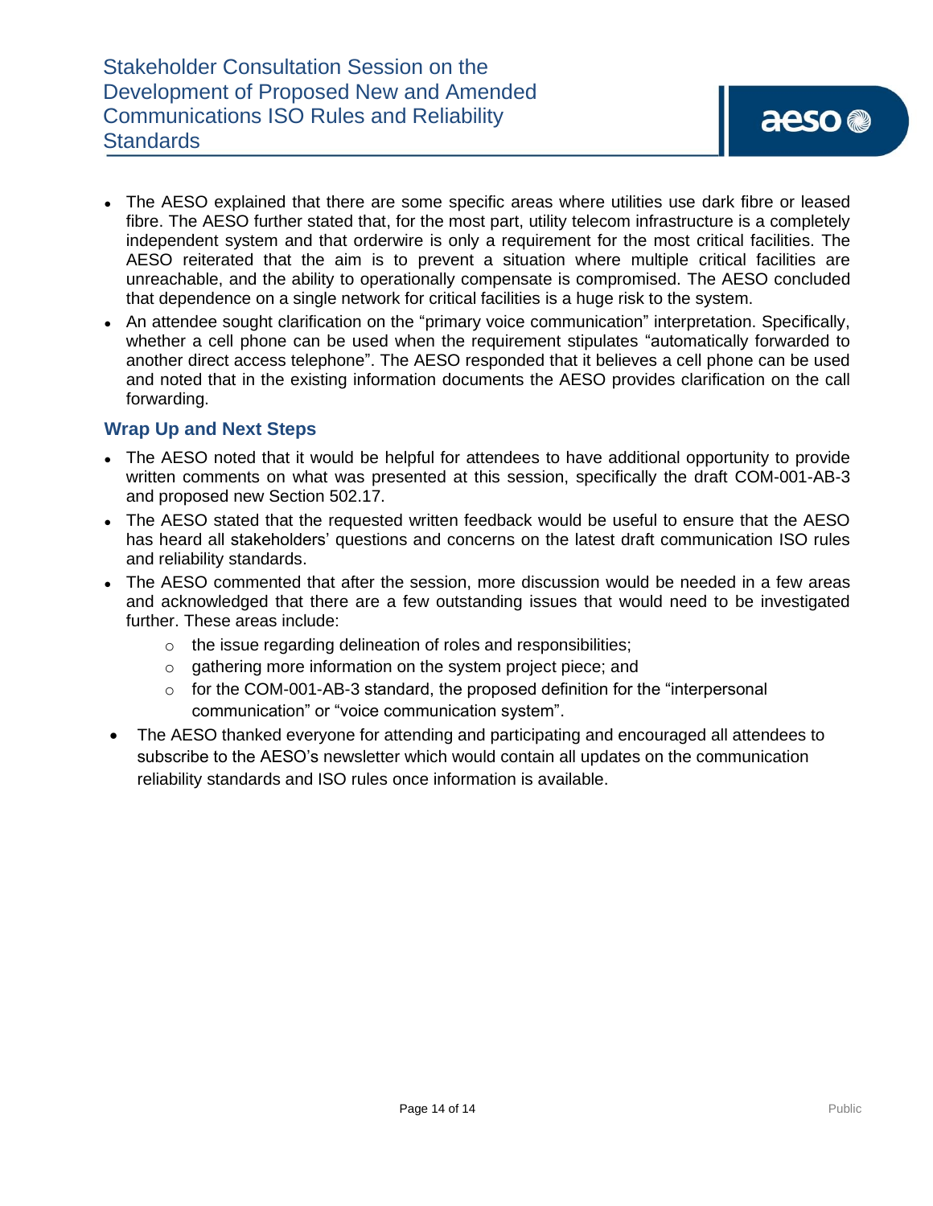- The AESO explained that there are some specific areas where utilities use dark fibre or leased fibre. The AESO further stated that, for the most part, utility telecom infrastructure is a completely independent system and that orderwire is only a requirement for the most critical facilities. The AESO reiterated that the aim is to prevent a situation where multiple critical facilities are unreachable, and the ability to operationally compensate is compromised. The AESO concluded that dependence on a single network for critical facilities is a huge risk to the system.
- An attendee sought clarification on the "primary voice communication" interpretation. Specifically, whether a cell phone can be used when the requirement stipulates "automatically forwarded to another direct access telephone". The AESO responded that it believes a cell phone can be used and noted that in the existing information documents the AESO provides clarification on the call forwarding.

### Wrap Up and Next Steps

- The AESO noted that it would be helpful for attendees to have additional opportunity to provide written comments on what was presented at this session, specifically the draft COM-001-AB-3 and proposed new Section 502.17.
- The AESO stated that the requested written feedback would be useful to ensure that the AESO has heard all stakeholders' questions and concerns on the latest draft communication ISO rules and reliability standards.
- The AESO commented that after the session, more discussion would be needed in a few areas and acknowledged that there are a few outstanding issues that would need to be investigated further. These areas include:
  - the issue regarding delineation of roles and responsibilities;
  - gathering more information on the system project piece; and
  - for the COM-001-AB-3 standard, the proposed definition for the "interpersonal communication" or "voice communication system".
- The AESO thanked everyone for attending and participating and encouraged all attendees to subscribe to the AESO's newsletter which would contain all updates on the communication reliability standards and ISO rules once information is available.